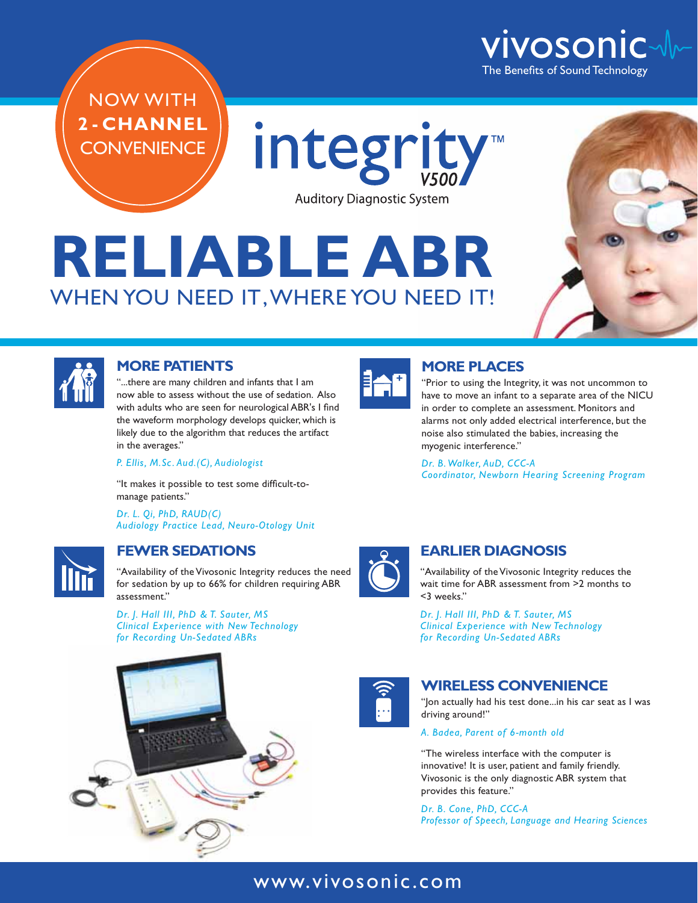vivosonic

The Benefits of Sound Technology

NOW WITH **2-CHANNEL** CONVENIENCE

# integrity™ V500

Auditory Diagnostic System

# RELIABLE ABR

## WHEN YOU NEED IT, WHERE YOU NEED IT!

### MORE PATIENTS

"...there are many children and infants that I am now able to assess without the use of sedation. Also with adults who are seen for neurological ABR's I find the waveform morphology develops quicker, which is likely due to the algorithm that reduces the artifact in the averages."

*P. Ellis, M.Sc. Aud.(C), Audiologist*

"It makes it possible to test some difficult-to-manage patients."

*Dr. L. Qi, PhD, RAUD(C)*
*Audiology Practice Lead, Neuro-Otology Unit*

### MORE PLACES

"Prior to using the Integrity, it was not uncommon to have to move an infant to a separate area of the NICU in order to complete an assessment. Monitors and alarms not only added electrical interference, but the noise also stimulated the babies, increasing the myogenic interference."

*Dr. B. Walker, AuD, CCC-A*
*Coordinator, Newborn Hearing Screening Program*

### FEWER SEDATIONS

"Availability of the Vivosonic Integrity reduces the need for sedation by up to 66% for children requiring ABR assessment."

*Dr. J. Hall III, PhD & T. Sauter, MS*
*Clinical Experience with New Technology for Recording Un-Sedated ABRs*

### EARLIER DIAGNOSIS

"Availability of the Vivosonic Integrity reduces the wait time for ABR assessment from >2 months to <3 weeks."

*Dr. J. Hall III, PhD & T. Sauter, MS*
*Clinical Experience with New Technology for Recording Un-Sedated ABRs*

### WIRELESS CONVENIENCE

"Jon actually had his test done...in his car seat as I was driving around!"

*A. Badea, Parent of 6-month old*

"The wireless interface with the computer is innovative! It is user, patient and family friendly. Vivosonic is the only diagnostic ABR system that provides this feature."

*Dr. B. Cone, PhD, CCC-A*
*Professor of Speech, Language and Hearing Sciences*

www.vivosonic.com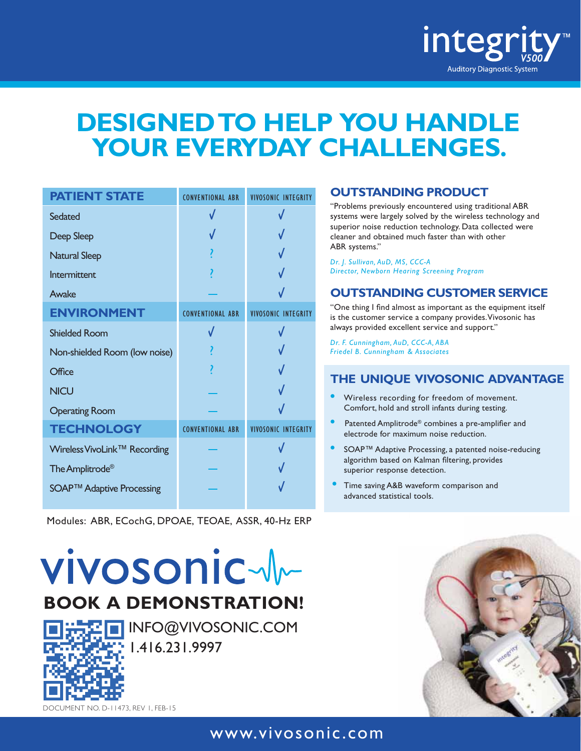**integrity™ V500**
Auditory Diagnostic System

# DESIGNED TO HELP YOU HANDLE YOUR EVERYDAY CHALLENGES.

| PATIENT STATE | CONVENTIONAL ABR | VIVOSONIC INTEGRITY |
|---|---|---|
| Sedated | √ | √ |
| Deep Sleep | √ | √ |
| Natural Sleep | ? | √ |
| Intermittent | ? | √ |
| Awake | — | √ |
| **ENVIRONMENT** | **CONVENTIONAL ABR** | **VIVOSONIC INTEGRITY** |
| Shielded Room | √ | √ |
| Non-shielded Room (low noise) | ? | √ |
| Office | ? | √ |
| NICU | — | √ |
| Operating Room | — | √ |
| **TECHNOLOGY** | **CONVENTIONAL ABR** | **VIVOSONIC INTEGRITY** |
| Wireless VivoLink™ Recording | — | √ |
| The Amplitrode® | — | √ |
| SOAP™ Adaptive Processing | — | √ |

Modules: ABR, ECochG, DPOAE, TEOAE, ASSR, 40-Hz ERP

## OUTSTANDING PRODUCT

"Problems previously encountered using traditional ABR systems were largely solved by the wireless technology and superior noise reduction technology. Data collected were cleaner and obtained much faster than with other ABR systems."

*Dr. J. Sullivan, AuD, MS, CCC-A*
*Director, Newborn Hearing Screening Program*

## OUTSTANDING CUSTOMER SERVICE

"One thing I find almost as important as the equipment itself is the customer service a company provides. Vivosonic has always provided excellent service and support."

*Dr. F. Cunningham, AuD, CCC-A, ABA*
*Friedel B. Cunningham & Associates*

## THE UNIQUE VIVOSONIC ADVANTAGE

- Wireless recording for freedom of movement. Comfort, hold and stroll infants during testing.
- Patented Amplitrode® combines a pre-amplifier and electrode for maximum noise reduction.
- SOAP™ Adaptive Processing, a patented noise-reducing algorithm based on Kalman filtering, provides superior response detection.
- Time saving A&B waveform comparison and advanced statistical tools.

vivosonic

## BOOK A DEMONSTRATION!

INFO@VIVOSONIC.COM
1.416.231.9997

DOCUMENT NO. D-11473, REV 1, FEB-15

www.vivosonic.com